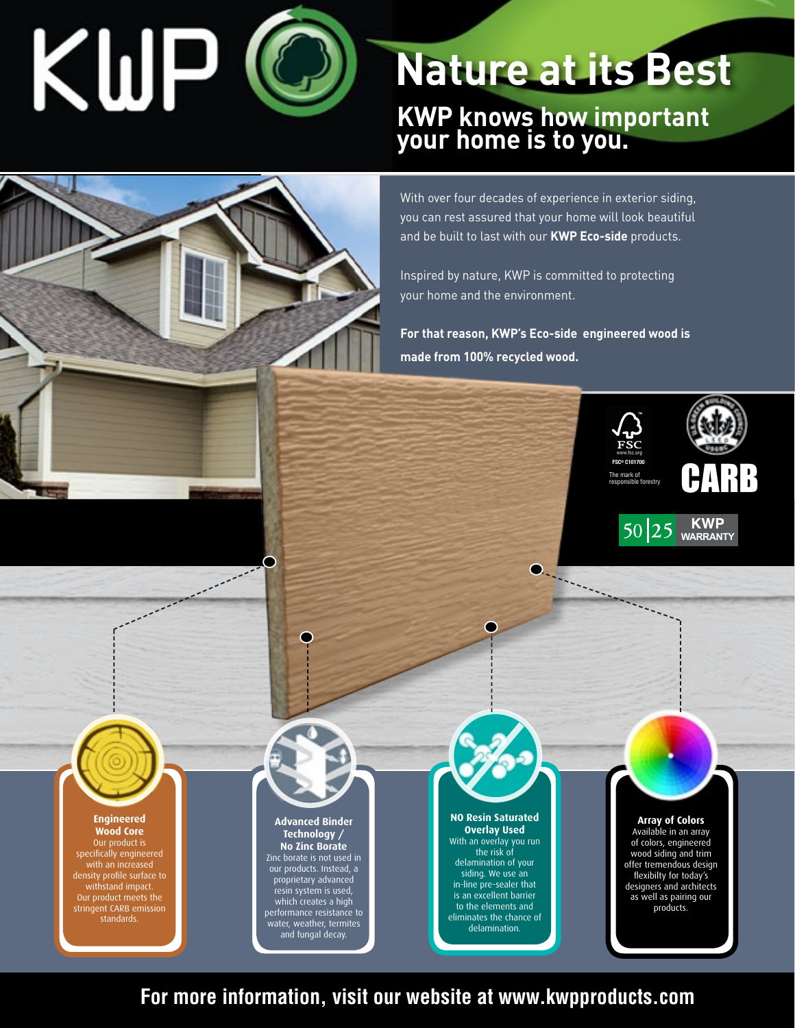# Nature at its Best

## KWP knows how important your home is to you.

With over four decades of experience in exterior siding, you can rest assured that your home will look beautiful and be built to last with our **KWP Eco-side** products.

Inspired by nature, KWP is committed to protecting your home and the environment.

**For that reason, KWP's Eco-side engineered wood is made from 100% recycled wood.**

FSC
www.fsc.org
FSC® C101700
The mark of responsible forestry

CARB

50|25 KWP WARRANTY

**Engineered Wood Core**
Our product is specifically engineered with an increased density profile surface to withstand impact. Our product meets the stringent CARB emission standards.

**Advanced Binder Technology / No Zinc Borate**
Zinc borate is not used in our products. Instead, a proprietary advanced resin system is used, which creates a high performance resistance to water, weather, termites and fungal decay.

**NO Resin Saturated Overlay Used**
With an overlay you run the risk of delamination of your siding. We use an in-line pre-sealer that is an excellent barrier to the elements and eliminates the chance of delamination.

**Array of Colors**
Available in an array of colors, engineered wood siding and trim offer tremendous design flexibilty for today's designers and architects as well as pairing our products.

**For more information, visit our website at www.kwpproducts.com**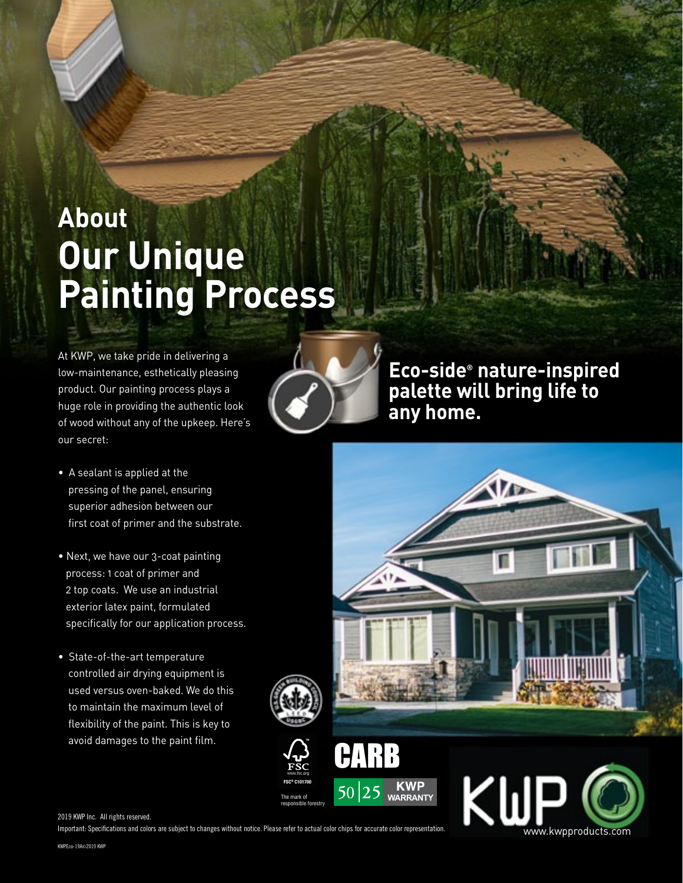# About
# Our Unique Painting Process

At KWP, we take pride in delivering a low-maintenance, esthetically pleasing product. Our painting process plays a huge role in providing the authentic look of wood without any of the upkeep. Here's our secret:

- A sealant is applied at the pressing of the panel, ensuring superior adhesion between our first coat of primer and the substrate.
- Next, we have our 3-coat painting process: 1 coat of primer and 2 top coats. We use an industrial exterior latex paint, formulated specifically for our application process.
- State-of-the-art temperature controlled air drying equipment is used versus oven-baked. We do this to maintain the maximum level of flexibility of the paint. This is key to avoid damages to the paint film.

**Eco-side® nature-inspired palette will bring life to any home.**

FSC® C101700

The mark of responsible forestry

CARB

50|25 KWP WARRANTY

www.kwpproducts.com

2019 KWP Inc. All rights reserved.

Important: Specifications and colors are subject to changes without notice. Please refer to actual color chips for accurate color representation.

KWPEco-19A©2019 KWP